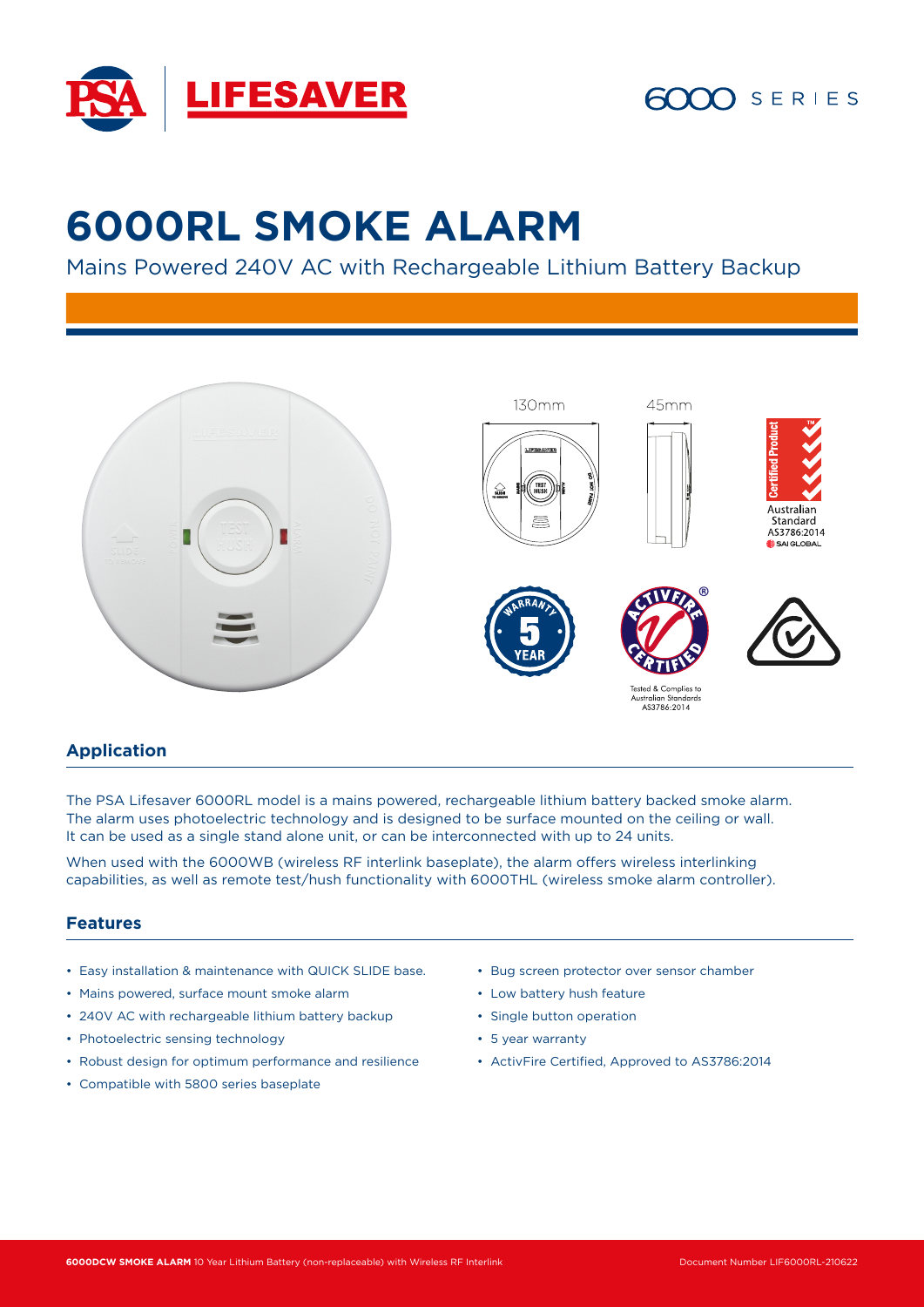# 6000RL SMOKE ALARM

Mains Powered 240V AC with Rechargeable Lithium Battery Backup

130mm

45mm

Australian Standard AS3786:2014

Tested & Complies to Australian Standards AS3786:2014

## Application

The PSA Lifesaver 6000RL model is a mains powered, rechargeable lithium battery backed smoke alarm. The alarm uses photoelectric technology and is designed to be surface mounted on the ceiling or wall. It can be used as a single stand alone unit, or can be interconnected with up to 24 units.

When used with the 6000WB (wireless RF interlink baseplate), the alarm offers wireless interlinking capabilities, as well as remote test/hush functionality with 6000THL (wireless smoke alarm controller).

## Features

- Easy installation & maintenance with QUICK SLIDE base.
- Mains powered, surface mount smoke alarm
- 240V AC with rechargeable lithium battery backup
- Photoelectric sensing technology
- Robust design for optimum performance and resilience
- Compatible with 5800 series baseplate
- Bug screen protector over sensor chamber
- Low battery hush feature
- Single button operation
- 5 year warranty
- ActivFire Certified, Approved to AS3786:2014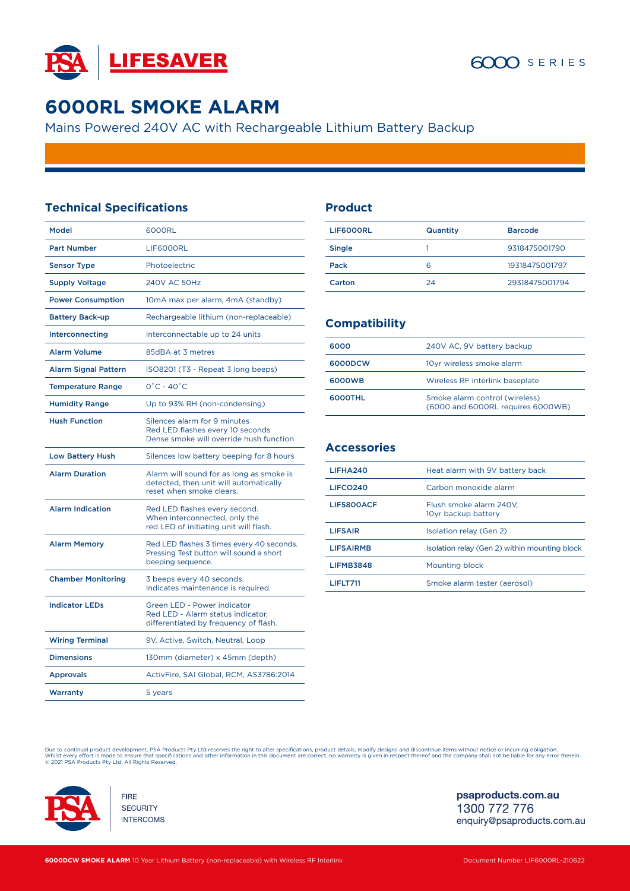PSA | LIFESAVER

6000 SERIES

# 6000RL SMOKE ALARM

Mains Powered 240V AC with Rechargeable Lithium Battery Backup

## Technical Specifications

| | |
|---|---|
| **Model** | 6000RL |
| **Part Number** | LIF6000RL |
| **Sensor Type** | Photoelectric |
| **Supply Voltage** | 240V AC 50Hz |
| **Power Consumption** | 10mA max per alarm, 4mA (standby) |
| **Battery Back-up** | Rechargeable lithium (non-replaceable) |
| **Interconnecting** | Interconnectable up to 24 units |
| **Alarm Volume** | 85dBA at 3 metres |
| **Alarm Signal Pattern** | ISO8201 (T3 - Repeat 3 long beeps) |
| **Temperature Range** | 0˚C - 40˚C |
| **Humidity Range** | Up to 93% RH (non-condensing) |
| **Hush Function** | Silences alarm for 9 minutes<br>Red LED flashes every 10 seconds<br>Dense smoke will override hush function |
| **Low Battery Hush** | Silences low battery beeping for 8 hours |
| **Alarm Duration** | Alarm will sound for as long as smoke is detected, then unit will automatically reset when smoke clears. |
| **Alarm Indication** | Red LED flashes every second. When interconnected, only the red LED of initiating unit will flash. |
| **Alarm Memory** | Red LED flashes 3 times every 40 seconds. Pressing Test button will sound a short beeping sequence. |
| **Chamber Monitoring** | 3 beeps every 40 seconds. Indicates maintenance is required. |
| **Indicator LEDs** | Green LED - Power indicator<br>Red LED - Alarm status indicator, differentiated by frequency of flash. |
| **Wiring Terminal** | 9V, Active, Switch, Neutral, Loop |
| **Dimensions** | 130mm (diameter) x 45mm (depth) |
| **Approvals** | ActivFire, SAI Global, RCM, AS3786:2014 |
| **Warranty** | 5 years |

## Product

| LIF6000RL | Quantity | Barcode |
|---|---|---|
| **Single** | 1 | 9318475001790 |
| **Pack** | 6 | 19318475001797 |
| **Carton** | 24 | 29318475001794 |

## Compatibility

| | |
|---|---|
| **6000** | 240V AC, 9V battery backup |
| **6000DCW** | 10yr wireless smoke alarm |
| **6000WB** | Wireless RF interlink baseplate |
| **6000THL** | Smoke alarm control (wireless)<br>(6000 and 6000RL requires 6000WB) |

## Accessories

| | |
|---|---|
| **LIFHA240** | Heat alarm with 9V battery back |
| **LIFCO240** | Carbon monoxide alarm |
| **LIF5800ACF** | Flush smoke alarm 240V, 10yr backup battery |
| **LIFSAIR** | Isolation relay (Gen 2) |
| **LIFSAIRMB** | Isolation relay (Gen 2) within mounting block |
| **LIFMB3848** | Mounting block |
| **LIFLT711** | Smoke alarm tester (aerosol) |

Due to continual product development, PSA Products Pty Ltd reserves the right to alter specifications, product details, modify designs and discontinue items without notice or incurring obligation. Whilst every effort is made to ensure that specifications and other information in this document are correct, no warranty is given in respect thereof and the company shall not be liable for any error therein. © 2021 PSA Products Pty Ltd. All Rights Reserved.

PSA — FIRE, SECURITY, INTERCOMS

**psaproducts.com.au**
1300 772 776
enquiry@psaproducts.com.au

**6000DCW SMOKE ALARM** 10 Year Lithium Battery (non-replaceable) with Wireless RF Interlink

Document Number LIF6000RL-210622